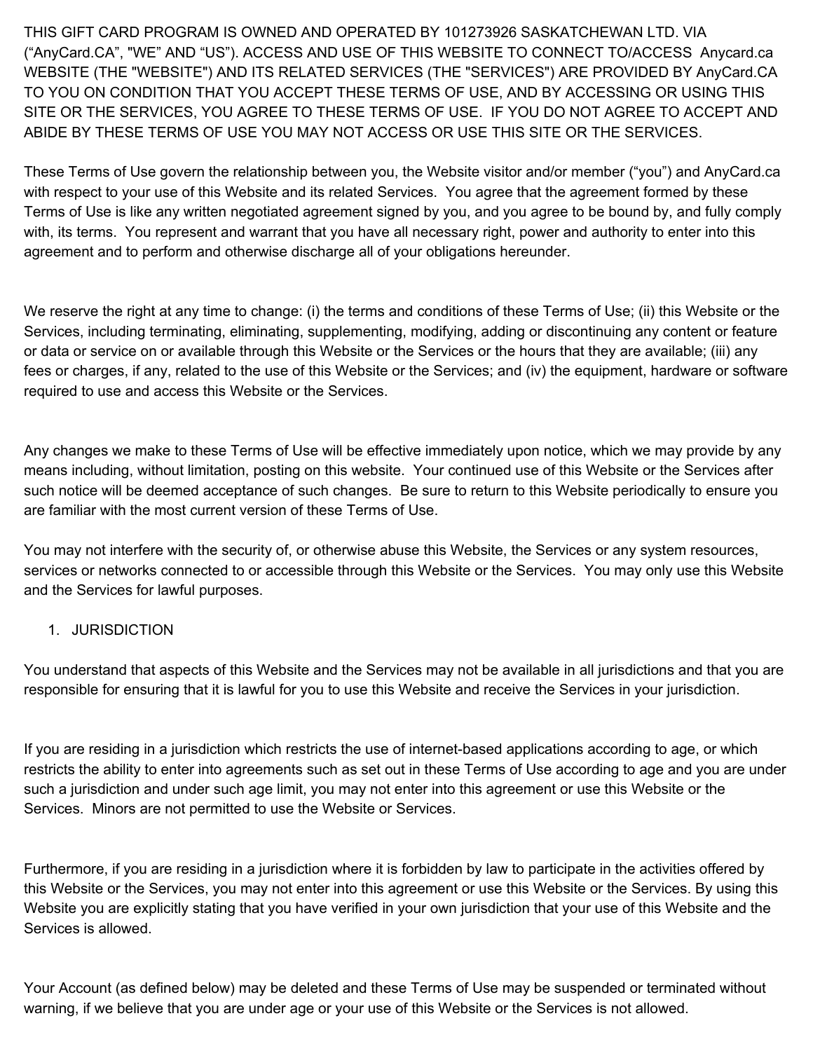THIS GIFT CARD PROGRAM IS OWNED AND OPERATED BY 101273926 SASKATCHEWAN LTD. VIA (“AnyCard.CA”, "WE” AND “US”). ACCESS AND USE OF THIS WEBSITE TO CONNECT TO/ACCESS Anycard.ca WEBSITE (THE "WEBSITE") AND ITS RELATED SERVICES (THE "SERVICES") ARE PROVIDED BY AnyCard.CA TO YOU ON CONDITION THAT YOU ACCEPT THESE TERMS OF USE, AND BY ACCESSING OR USING THIS SITE OR THE SERVICES, YOU AGREE TO THESE TERMS OF USE. IF YOU DO NOT AGREE TO ACCEPT AND ABIDE BY THESE TERMS OF USE YOU MAY NOT ACCESS OR USE THIS SITE OR THE SERVICES.

These Terms of Use govern the relationship between you, the Website visitor and/or member (“you”) and AnyCard.ca with respect to your use of this Website and its related Services. You agree that the agreement formed by these Terms of Use is like any written negotiated agreement signed by you, and you agree to be bound by, and fully comply with, its terms. You represent and warrant that you have all necessary right, power and authority to enter into this agreement and to perform and otherwise discharge all of your obligations hereunder.

We reserve the right at any time to change: (i) the terms and conditions of these Terms of Use; (ii) this Website or the Services, including terminating, eliminating, supplementing, modifying, adding or discontinuing any content or feature or data or service on or available through this Website or the Services or the hours that they are available; (iii) any fees or charges, if any, related to the use of this Website or the Services; and (iv) the equipment, hardware or software required to use and access this Website or the Services.

Any changes we make to these Terms of Use will be effective immediately upon notice, which we may provide by any means including, without limitation, posting on this website. Your continued use of this Website or the Services after such notice will be deemed acceptance of such changes. Be sure to return to this Website periodically to ensure you are familiar with the most current version of these Terms of Use.

You may not interfere with the security of, or otherwise abuse this Website, the Services or any system resources, services or networks connected to or accessible through this Website or the Services. You may only use this Website and the Services for lawful purposes.

1. JURISDICTION

You understand that aspects of this Website and the Services may not be available in all jurisdictions and that you are responsible for ensuring that it is lawful for you to use this Website and receive the Services in your jurisdiction.

If you are residing in a jurisdiction which restricts the use of internet-based applications according to age, or which restricts the ability to enter into agreements such as set out in these Terms of Use according to age and you are under such a jurisdiction and under such age limit, you may not enter into this agreement or use this Website or the Services. Minors are not permitted to use the Website or Services.

Furthermore, if you are residing in a jurisdiction where it is forbidden by law to participate in the activities offered by this Website or the Services, you may not enter into this agreement or use this Website or the Services. By using this Website you are explicitly stating that you have verified in your own jurisdiction that your use of this Website and the Services is allowed.

Your Account (as defined below) may be deleted and these Terms of Use may be suspended or terminated without warning, if we believe that you are under age or your use of this Website or the Services is not allowed.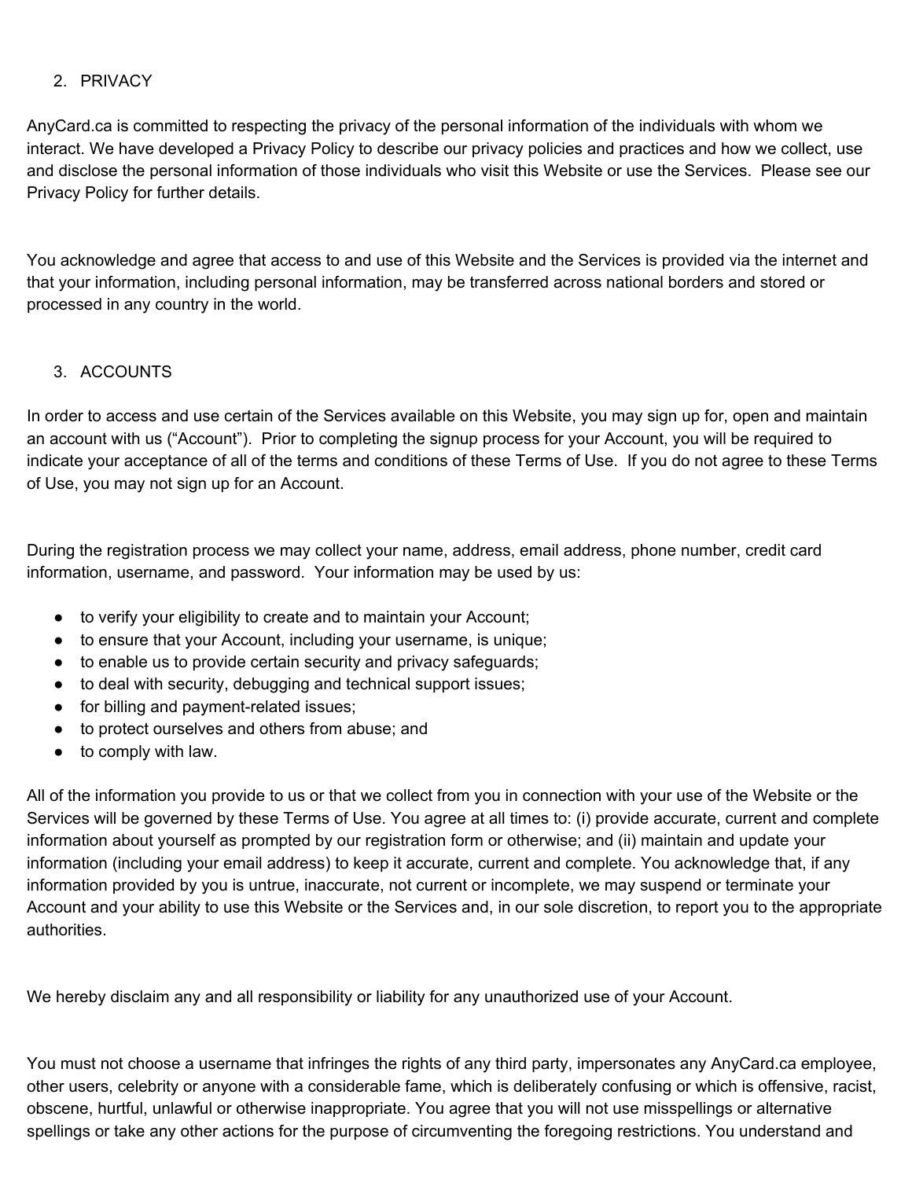## 2. PRIVACY

AnyCard.ca is committed to respecting the privacy of the personal information of the individuals with whom we interact. We have developed a Privacy Policy to describe our privacy policies and practices and how we collect, use and disclose the personal information of those individuals who visit this Website or use the Services. Please see our Privacy Policy for further details.

You acknowledge and agree that access to and use of this Website and the Services is provided via the internet and that your information, including personal information, may be transferred across national borders and stored or processed in any country in the world.

## 3. ACCOUNTS

In order to access and use certain of the Services available on this Website, you may sign up for, open and maintain an account with us ("Account"). Prior to completing the signup process for your Account, you will be required to indicate your acceptance of all of the terms and conditions of these Terms of Use. If you do not agree to these Terms of Use, you may not sign up for an Account.

During the registration process we may collect your name, address, email address, phone number, credit card information, username, and password. Your information may be used by us:

- to verify your eligibility to create and to maintain your Account;
- to ensure that your Account, including your username, is unique;
- to enable us to provide certain security and privacy safeguards;
- to deal with security, debugging and technical support issues;
- for billing and payment-related issues;
- to protect ourselves and others from abuse; and
- to comply with law.

All of the information you provide to us or that we collect from you in connection with your use of the Website or the Services will be governed by these Terms of Use. You agree at all times to: (i) provide accurate, current and complete information about yourself as prompted by our registration form or otherwise; and (ii) maintain and update your information (including your email address) to keep it accurate, current and complete. You acknowledge that, if any information provided by you is untrue, inaccurate, not current or incomplete, we may suspend or terminate your Account and your ability to use this Website or the Services and, in our sole discretion, to report you to the appropriate authorities.

We hereby disclaim any and all responsibility or liability for any unauthorized use of your Account.

You must not choose a username that infringes the rights of any third party, impersonates any AnyCard.ca employee, other users, celebrity or anyone with a considerable fame, which is deliberately confusing or which is offensive, racist, obscene, hurtful, unlawful or otherwise inappropriate. You agree that you will not use misspellings or alternative spellings or take any other actions for the purpose of circumventing the foregoing restrictions. You understand and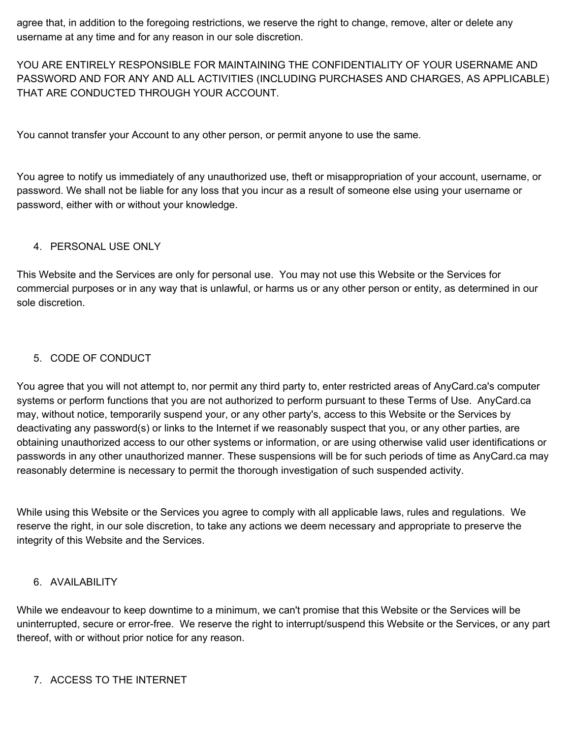agree that, in addition to the foregoing restrictions, we reserve the right to change, remove, alter or delete any username at any time and for any reason in our sole discretion.

YOU ARE ENTIRELY RESPONSIBLE FOR MAINTAINING THE CONFIDENTIALITY OF YOUR USERNAME AND PASSWORD AND FOR ANY AND ALL ACTIVITIES (INCLUDING PURCHASES AND CHARGES, AS APPLICABLE) THAT ARE CONDUCTED THROUGH YOUR ACCOUNT.

You cannot transfer your Account to any other person, or permit anyone to use the same.

You agree to notify us immediately of any unauthorized use, theft or misappropriation of your account, username, or password. We shall not be liable for any loss that you incur as a result of someone else using your username or password, either with or without your knowledge.

## 4. PERSONAL USE ONLY

This Website and the Services are only for personal use. You may not use this Website or the Services for commercial purposes or in any way that is unlawful, or harms us or any other person or entity, as determined in our sole discretion.

## 5. CODE OF CONDUCT

You agree that you will not attempt to, nor permit any third party to, enter restricted areas of AnyCard.ca's computer systems or perform functions that you are not authorized to perform pursuant to these Terms of Use. AnyCard.ca may, without notice, temporarily suspend your, or any other party's, access to this Website or the Services by deactivating any password(s) or links to the Internet if we reasonably suspect that you, or any other parties, are obtaining unauthorized access to our other systems or information, or are using otherwise valid user identifications or passwords in any other unauthorized manner. These suspensions will be for such periods of time as AnyCard.ca may reasonably determine is necessary to permit the thorough investigation of such suspended activity.

While using this Website or the Services you agree to comply with all applicable laws, rules and regulations. We reserve the right, in our sole discretion, to take any actions we deem necessary and appropriate to preserve the integrity of this Website and the Services.

## 6. AVAILABILITY

While we endeavour to keep downtime to a minimum, we can't promise that this Website or the Services will be uninterrupted, secure or error-free. We reserve the right to interrupt/suspend this Website or the Services, or any part thereof, with or without prior notice for any reason.

## 7. ACCESS TO THE INTERNET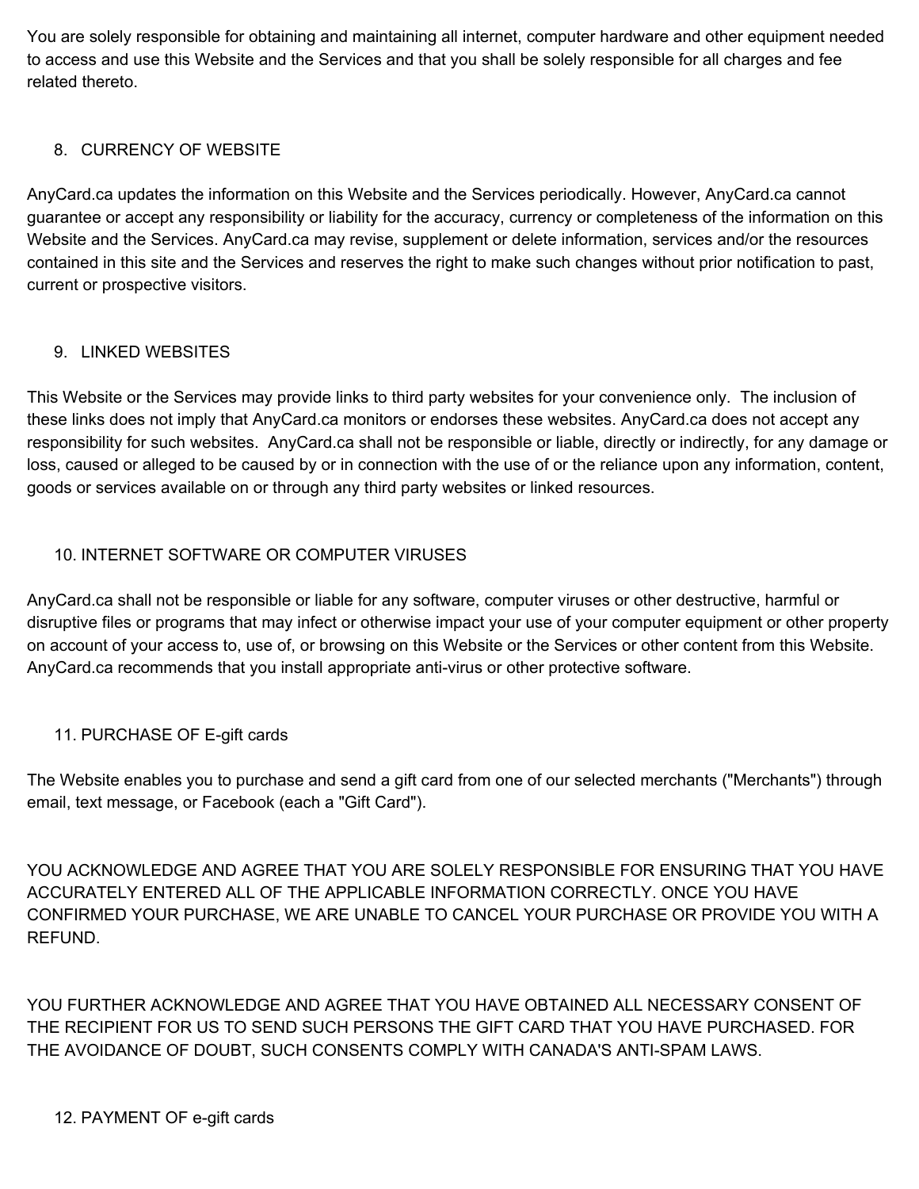You are solely responsible for obtaining and maintaining all internet, computer hardware and other equipment needed to access and use this Website and the Services and that you shall be solely responsible for all charges and fee related thereto.

8. CURRENCY OF WEBSITE

AnyCard.ca updates the information on this Website and the Services periodically. However, AnyCard.ca cannot guarantee or accept any responsibility or liability for the accuracy, currency or completeness of the information on this Website and the Services. AnyCard.ca may revise, supplement or delete information, services and/or the resources contained in this site and the Services and reserves the right to make such changes without prior notification to past, current or prospective visitors.

9. LINKED WEBSITES

This Website or the Services may provide links to third party websites for your convenience only. The inclusion of these links does not imply that AnyCard.ca monitors or endorses these websites. AnyCard.ca does not accept any responsibility for such websites. AnyCard.ca shall not be responsible or liable, directly or indirectly, for any damage or loss, caused or alleged to be caused by or in connection with the use of or the reliance upon any information, content, goods or services available on or through any third party websites or linked resources.

10. INTERNET SOFTWARE OR COMPUTER VIRUSES

AnyCard.ca shall not be responsible or liable for any software, computer viruses or other destructive, harmful or disruptive files or programs that may infect or otherwise impact your use of your computer equipment or other property on account of your access to, use of, or browsing on this Website or the Services or other content from this Website. AnyCard.ca recommends that you install appropriate anti-virus or other protective software.

11. PURCHASE OF E-gift cards

The Website enables you to purchase and send a gift card from one of our selected merchants ("Merchants") through email, text message, or Facebook (each a "Gift Card").

YOU ACKNOWLEDGE AND AGREE THAT YOU ARE SOLELY RESPONSIBLE FOR ENSURING THAT YOU HAVE ACCURATELY ENTERED ALL OF THE APPLICABLE INFORMATION CORRECTLY. ONCE YOU HAVE CONFIRMED YOUR PURCHASE, WE ARE UNABLE TO CANCEL YOUR PURCHASE OR PROVIDE YOU WITH A REFUND.

YOU FURTHER ACKNOWLEDGE AND AGREE THAT YOU HAVE OBTAINED ALL NECESSARY CONSENT OF THE RECIPIENT FOR US TO SEND SUCH PERSONS THE GIFT CARD THAT YOU HAVE PURCHASED. FOR THE AVOIDANCE OF DOUBT, SUCH CONSENTS COMPLY WITH CANADA'S ANTI-SPAM LAWS.

12. PAYMENT OF e-gift cards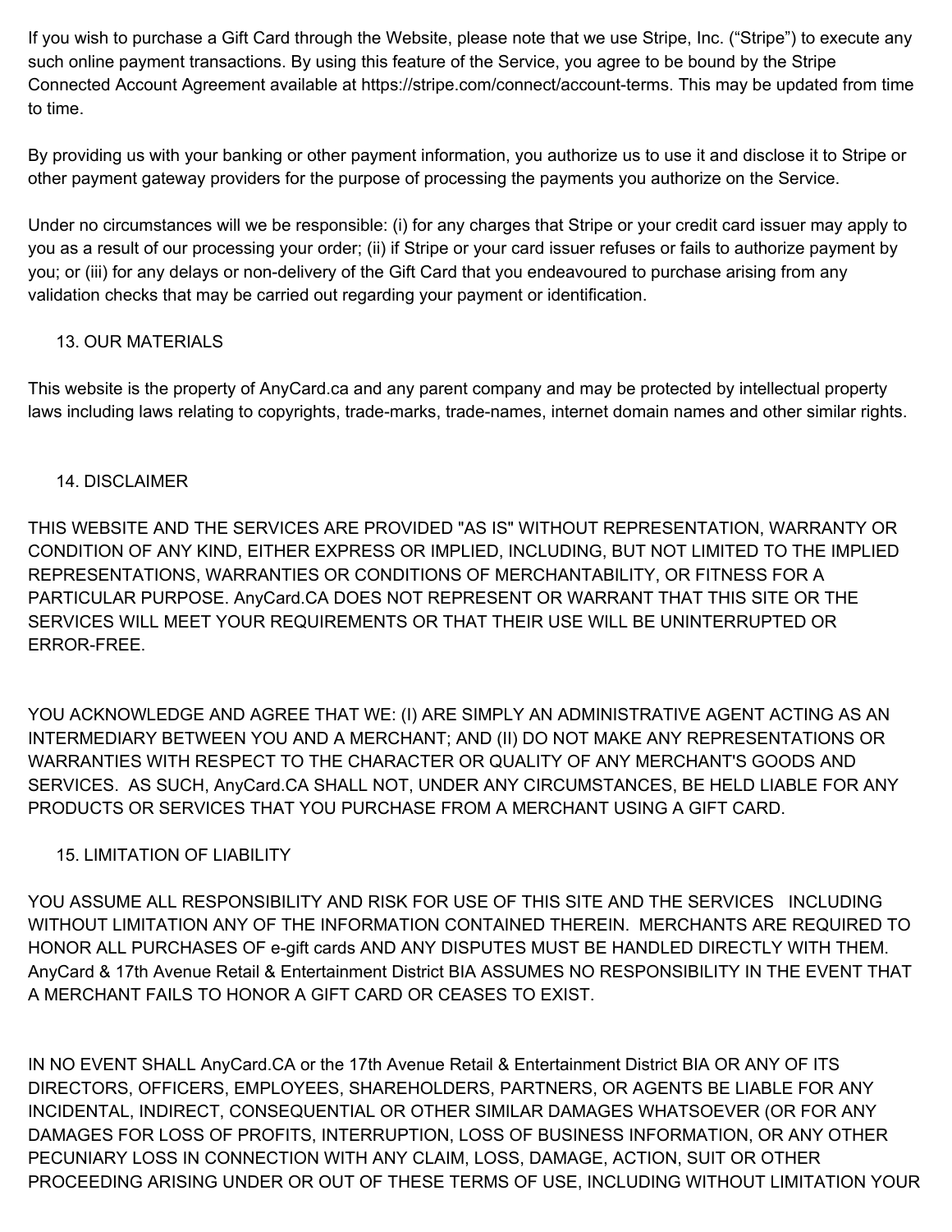If you wish to purchase a Gift Card through the Website, please note that we use Stripe, Inc. (“Stripe”) to execute any such online payment transactions. By using this feature of the Service, you agree to be bound by the Stripe Connected Account Agreement available at https://stripe.com/connect/account-terms. This may be updated from time to time.

By providing us with your banking or other payment information, you authorize us to use it and disclose it to Stripe or other payment gateway providers for the purpose of processing the payments you authorize on the Service.

Under no circumstances will we be responsible: (i) for any charges that Stripe or your credit card issuer may apply to you as a result of our processing your order; (ii) if Stripe or your card issuer refuses or fails to authorize payment by you; or (iii) for any delays or non-delivery of the Gift Card that you endeavoured to purchase arising from any validation checks that may be carried out regarding your payment or identification.

## 13. OUR MATERIALS

This website is the property of AnyCard.ca and any parent company and may be protected by intellectual property laws including laws relating to copyrights, trade-marks, trade-names, internet domain names and other similar rights.

## 14. DISCLAIMER

THIS WEBSITE AND THE SERVICES ARE PROVIDED "AS IS" WITHOUT REPRESENTATION, WARRANTY OR CONDITION OF ANY KIND, EITHER EXPRESS OR IMPLIED, INCLUDING, BUT NOT LIMITED TO THE IMPLIED REPRESENTATIONS, WARRANTIES OR CONDITIONS OF MERCHANTABILITY, OR FITNESS FOR A PARTICULAR PURPOSE. AnyCard.CA DOES NOT REPRESENT OR WARRANT THAT THIS SITE OR THE SERVICES WILL MEET YOUR REQUIREMENTS OR THAT THEIR USE WILL BE UNINTERRUPTED OR ERROR-FREE.

YOU ACKNOWLEDGE AND AGREE THAT WE: (I) ARE SIMPLY AN ADMINISTRATIVE AGENT ACTING AS AN INTERMEDIARY BETWEEN YOU AND A MERCHANT; AND (II) DO NOT MAKE ANY REPRESENTATIONS OR WARRANTIES WITH RESPECT TO THE CHARACTER OR QUALITY OF ANY MERCHANT'S GOODS AND SERVICES. AS SUCH, AnyCard.CA SHALL NOT, UNDER ANY CIRCUMSTANCES, BE HELD LIABLE FOR ANY PRODUCTS OR SERVICES THAT YOU PURCHASE FROM A MERCHANT USING A GIFT CARD.

## 15. LIMITATION OF LIABILITY

YOU ASSUME ALL RESPONSIBILITY AND RISK FOR USE OF THIS SITE AND THE SERVICES INCLUDING WITHOUT LIMITATION ANY OF THE INFORMATION CONTAINED THEREIN. MERCHANTS ARE REQUIRED TO HONOR ALL PURCHASES OF e-gift cards AND ANY DISPUTES MUST BE HANDLED DIRECTLY WITH THEM. AnyCard & 17th Avenue Retail & Entertainment District BIA ASSUMES NO RESPONSIBILITY IN THE EVENT THAT A MERCHANT FAILS TO HONOR A GIFT CARD OR CEASES TO EXIST.

IN NO EVENT SHALL AnyCard.CA or the 17th Avenue Retail & Entertainment District BIA OR ANY OF ITS DIRECTORS, OFFICERS, EMPLOYEES, SHAREHOLDERS, PARTNERS, OR AGENTS BE LIABLE FOR ANY INCIDENTAL, INDIRECT, CONSEQUENTIAL OR OTHER SIMILAR DAMAGES WHATSOEVER (OR FOR ANY DAMAGES FOR LOSS OF PROFITS, INTERRUPTION, LOSS OF BUSINESS INFORMATION, OR ANY OTHER PECUNIARY LOSS IN CONNECTION WITH ANY CLAIM, LOSS, DAMAGE, ACTION, SUIT OR OTHER PROCEEDING ARISING UNDER OR OUT OF THESE TERMS OF USE, INCLUDING WITHOUT LIMITATION YOUR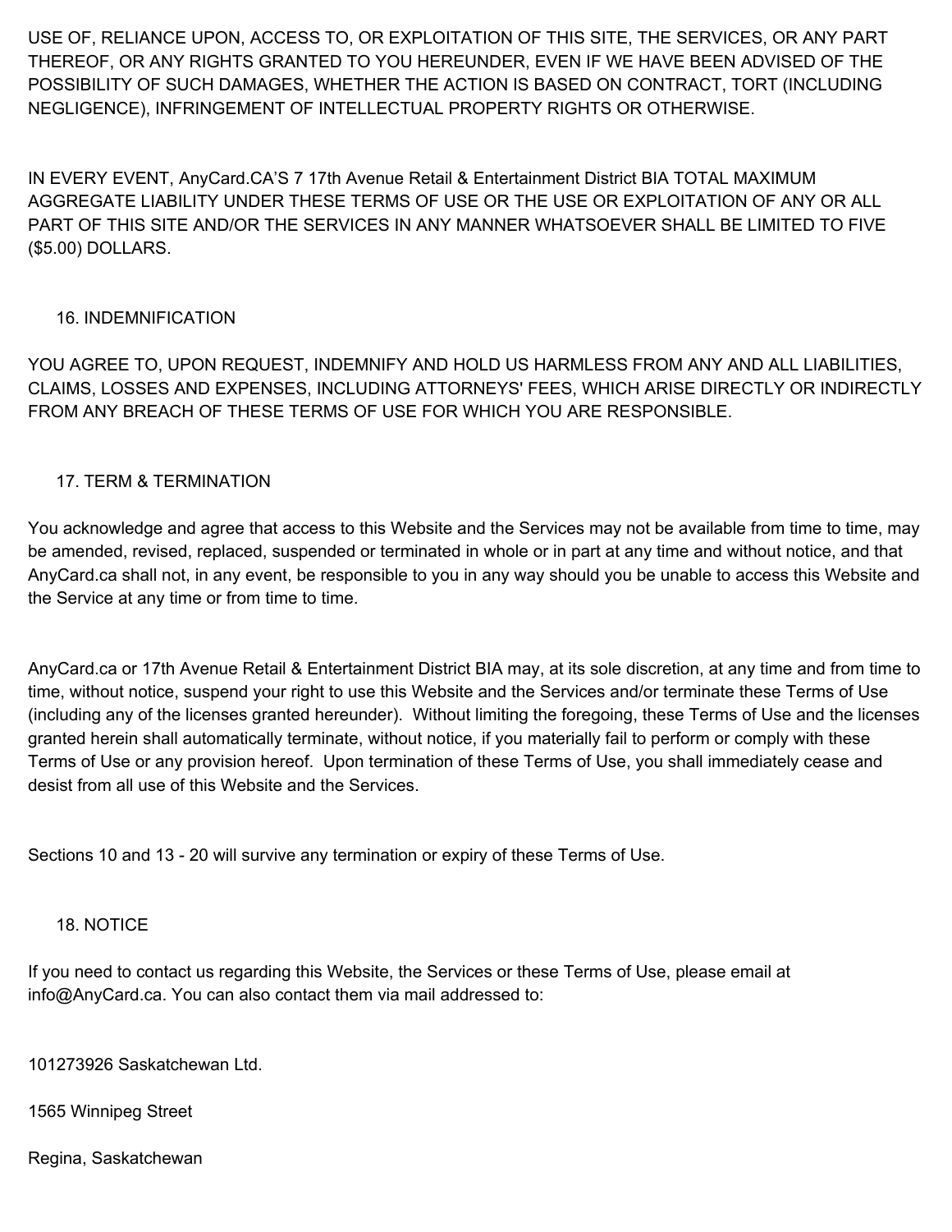USE OF, RELIANCE UPON, ACCESS TO, OR EXPLOITATION OF THIS SITE, THE SERVICES, OR ANY PART THEREOF, OR ANY RIGHTS GRANTED TO YOU HEREUNDER, EVEN IF WE HAVE BEEN ADVISED OF THE POSSIBILITY OF SUCH DAMAGES, WHETHER THE ACTION IS BASED ON CONTRACT, TORT (INCLUDING NEGLIGENCE), INFRINGEMENT OF INTELLECTUAL PROPERTY RIGHTS OR OTHERWISE.

IN EVERY EVENT, AnyCard.CA'S 7 17th Avenue Retail & Entertainment District BIA TOTAL MAXIMUM AGGREGATE LIABILITY UNDER THESE TERMS OF USE OR THE USE OR EXPLOITATION OF ANY OR ALL PART OF THIS SITE AND/OR THE SERVICES IN ANY MANNER WHATSOEVER SHALL BE LIMITED TO FIVE ($5.00) DOLLARS.

## 16. INDEMNIFICATION

YOU AGREE TO, UPON REQUEST, INDEMNIFY AND HOLD US HARMLESS FROM ANY AND ALL LIABILITIES, CLAIMS, LOSSES AND EXPENSES, INCLUDING ATTORNEYS' FEES, WHICH ARISE DIRECTLY OR INDIRECTLY FROM ANY BREACH OF THESE TERMS OF USE FOR WHICH YOU ARE RESPONSIBLE.

## 17. TERM & TERMINATION

You acknowledge and agree that access to this Website and the Services may not be available from time to time, may be amended, revised, replaced, suspended or terminated in whole or in part at any time and without notice, and that AnyCard.ca shall not, in any event, be responsible to you in any way should you be unable to access this Website and the Service at any time or from time to time.

AnyCard.ca or 17th Avenue Retail & Entertainment District BIA may, at its sole discretion, at any time and from time to time, without notice, suspend your right to use this Website and the Services and/or terminate these Terms of Use (including any of the licenses granted hereunder). Without limiting the foregoing, these Terms of Use and the licenses granted herein shall automatically terminate, without notice, if you materially fail to perform or comply with these Terms of Use or any provision hereof. Upon termination of these Terms of Use, you shall immediately cease and desist from all use of this Website and the Services.

Sections 10 and 13 - 20 will survive any termination or expiry of these Terms of Use.

## 18. NOTICE

If you need to contact us regarding this Website, the Services or these Terms of Use, please email at info@AnyCard.ca. You can also contact them via mail addressed to:

101273926 Saskatchewan Ltd.

1565 Winnipeg Street

Regina, Saskatchewan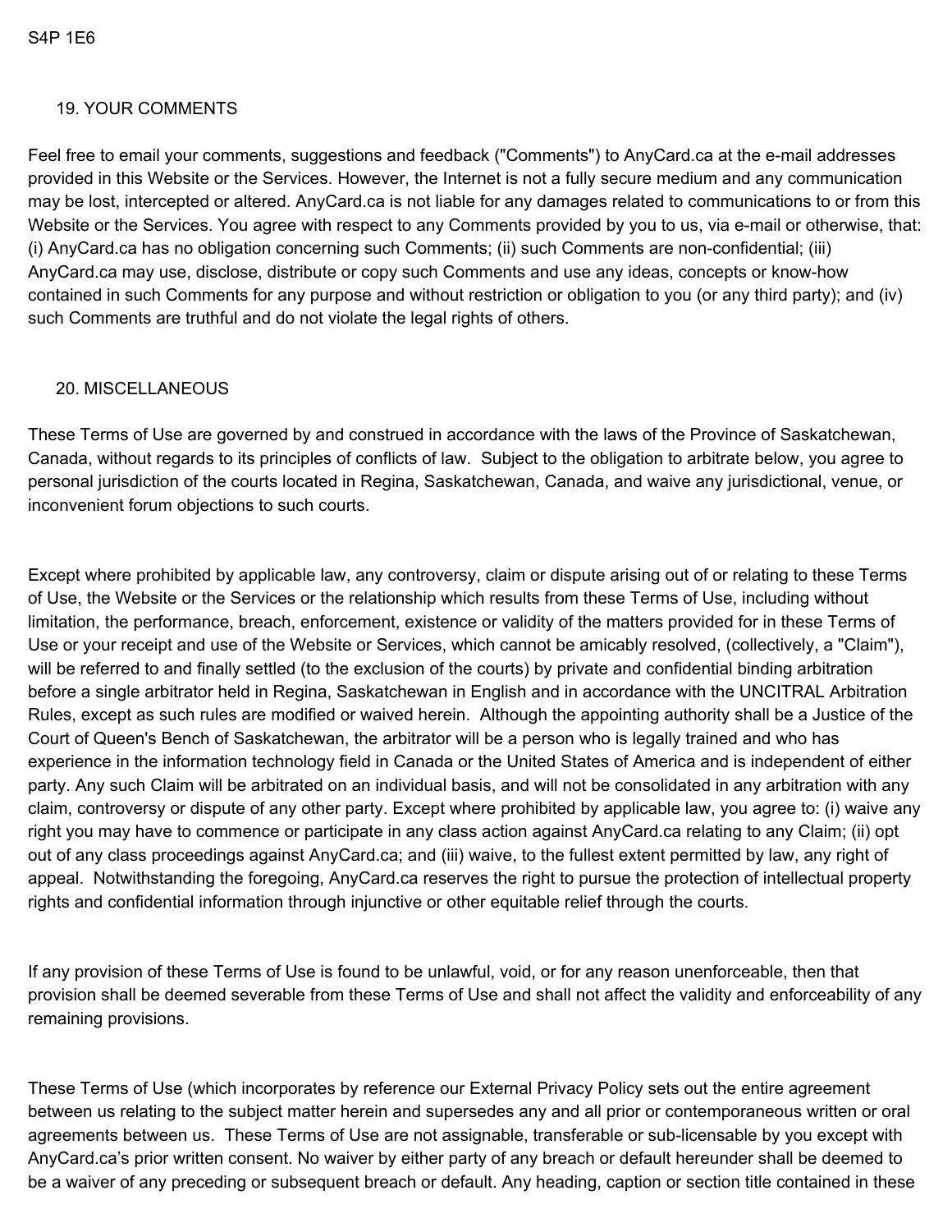S4P 1E6

## 19. YOUR COMMENTS

Feel free to email your comments, suggestions and feedback ("Comments") to AnyCard.ca at the e-mail addresses provided in this Website or the Services. However, the Internet is not a fully secure medium and any communication may be lost, intercepted or altered. AnyCard.ca is not liable for any damages related to communications to or from this Website or the Services. You agree with respect to any Comments provided by you to us, via e-mail or otherwise, that: (i) AnyCard.ca has no obligation concerning such Comments; (ii) such Comments are non-confidential; (iii) AnyCard.ca may use, disclose, distribute or copy such Comments and use any ideas, concepts or know-how contained in such Comments for any purpose and without restriction or obligation to you (or any third party); and (iv) such Comments are truthful and do not violate the legal rights of others.

## 20. MISCELLANEOUS

These Terms of Use are governed by and construed in accordance with the laws of the Province of Saskatchewan, Canada, without regards to its principles of conflicts of law. Subject to the obligation to arbitrate below, you agree to personal jurisdiction of the courts located in Regina, Saskatchewan, Canada, and waive any jurisdictional, venue, or inconvenient forum objections to such courts.

Except where prohibited by applicable law, any controversy, claim or dispute arising out of or relating to these Terms of Use, the Website or the Services or the relationship which results from these Terms of Use, including without limitation, the performance, breach, enforcement, existence or validity of the matters provided for in these Terms of Use or your receipt and use of the Website or Services, which cannot be amicably resolved, (collectively, a "Claim"), will be referred to and finally settled (to the exclusion of the courts) by private and confidential binding arbitration before a single arbitrator held in Regina, Saskatchewan in English and in accordance with the UNCITRAL Arbitration Rules, except as such rules are modified or waived herein. Although the appointing authority shall be a Justice of the Court of Queen's Bench of Saskatchewan, the arbitrator will be a person who is legally trained and who has experience in the information technology field in Canada or the United States of America and is independent of either party. Any such Claim will be arbitrated on an individual basis, and will not be consolidated in any arbitration with any claim, controversy or dispute of any other party. Except where prohibited by applicable law, you agree to: (i) waive any right you may have to commence or participate in any class action against AnyCard.ca relating to any Claim; (ii) opt out of any class proceedings against AnyCard.ca; and (iii) waive, to the fullest extent permitted by law, any right of appeal. Notwithstanding the foregoing, AnyCard.ca reserves the right to pursue the protection of intellectual property rights and confidential information through injunctive or other equitable relief through the courts.

If any provision of these Terms of Use is found to be unlawful, void, or for any reason unenforceable, then that provision shall be deemed severable from these Terms of Use and shall not affect the validity and enforceability of any remaining provisions.

These Terms of Use (which incorporates by reference our External Privacy Policy sets out the entire agreement between us relating to the subject matter herein and supersedes any and all prior or contemporaneous written or oral agreements between us. These Terms of Use are not assignable, transferable or sub-licensable by you except with AnyCard.ca's prior written consent. No waiver by either party of any breach or default hereunder shall be deemed to be a waiver of any preceding or subsequent breach or default. Any heading, caption or section title contained in these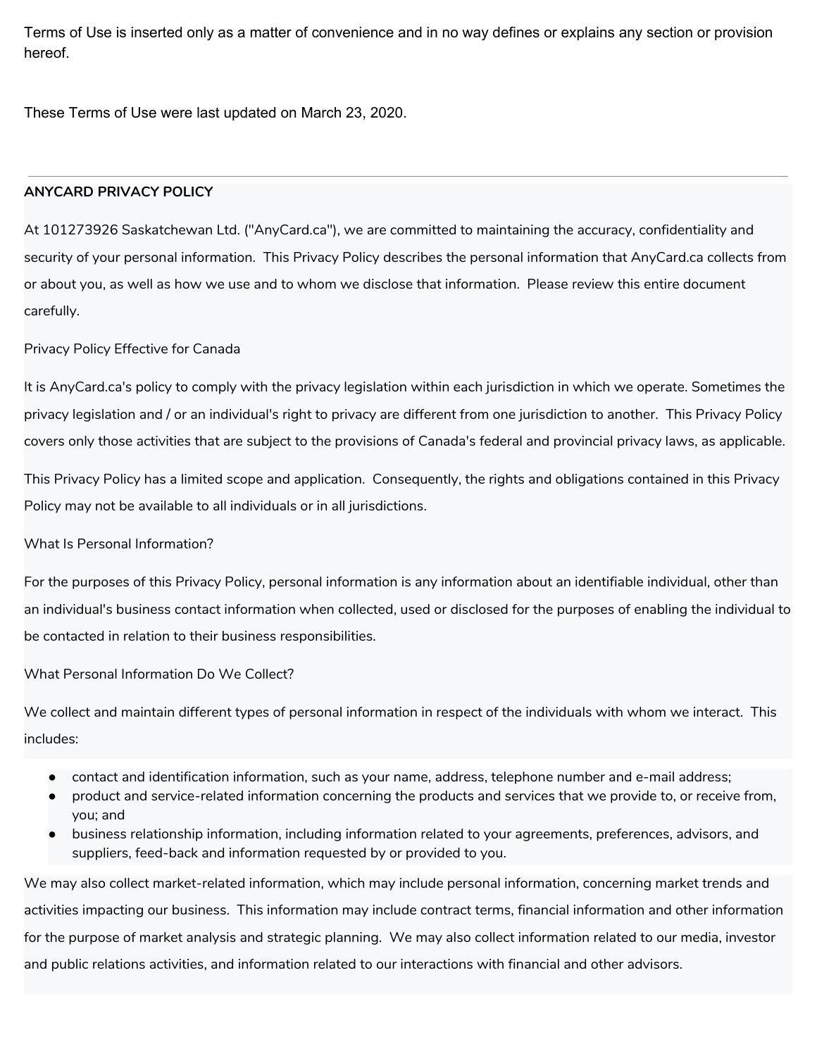Terms of Use is inserted only as a matter of convenience and in no way defines or explains any section or provision hereof.

These Terms of Use were last updated on March 23, 2020.

---

**ANYCARD PRIVACY POLICY**

At 101273926 Saskatchewan Ltd. ("AnyCard.ca"), we are committed to maintaining the accuracy, confidentiality and security of your personal information. This Privacy Policy describes the personal information that AnyCard.ca collects from or about you, as well as how we use and to whom we disclose that information. Please review this entire document carefully.

Privacy Policy Effective for Canada

It is AnyCard.ca's policy to comply with the privacy legislation within each jurisdiction in which we operate. Sometimes the privacy legislation and / or an individual's right to privacy are different from one jurisdiction to another. This Privacy Policy covers only those activities that are subject to the provisions of Canada's federal and provincial privacy laws, as applicable.

This Privacy Policy has a limited scope and application. Consequently, the rights and obligations contained in this Privacy Policy may not be available to all individuals or in all jurisdictions.

What Is Personal Information?

For the purposes of this Privacy Policy, personal information is any information about an identifiable individual, other than an individual's business contact information when collected, used or disclosed for the purposes of enabling the individual to be contacted in relation to their business responsibilities.

What Personal Information Do We Collect?

We collect and maintain different types of personal information in respect of the individuals with whom we interact. This includes:

- contact and identification information, such as your name, address, telephone number and e-mail address;
- product and service-related information concerning the products and services that we provide to, or receive from, you; and
- business relationship information, including information related to your agreements, preferences, advisors, and suppliers, feed-back and information requested by or provided to you.

We may also collect market-related information, which may include personal information, concerning market trends and activities impacting our business. This information may include contract terms, financial information and other information for the purpose of market analysis and strategic planning. We may also collect information related to our media, investor and public relations activities, and information related to our interactions with financial and other advisors.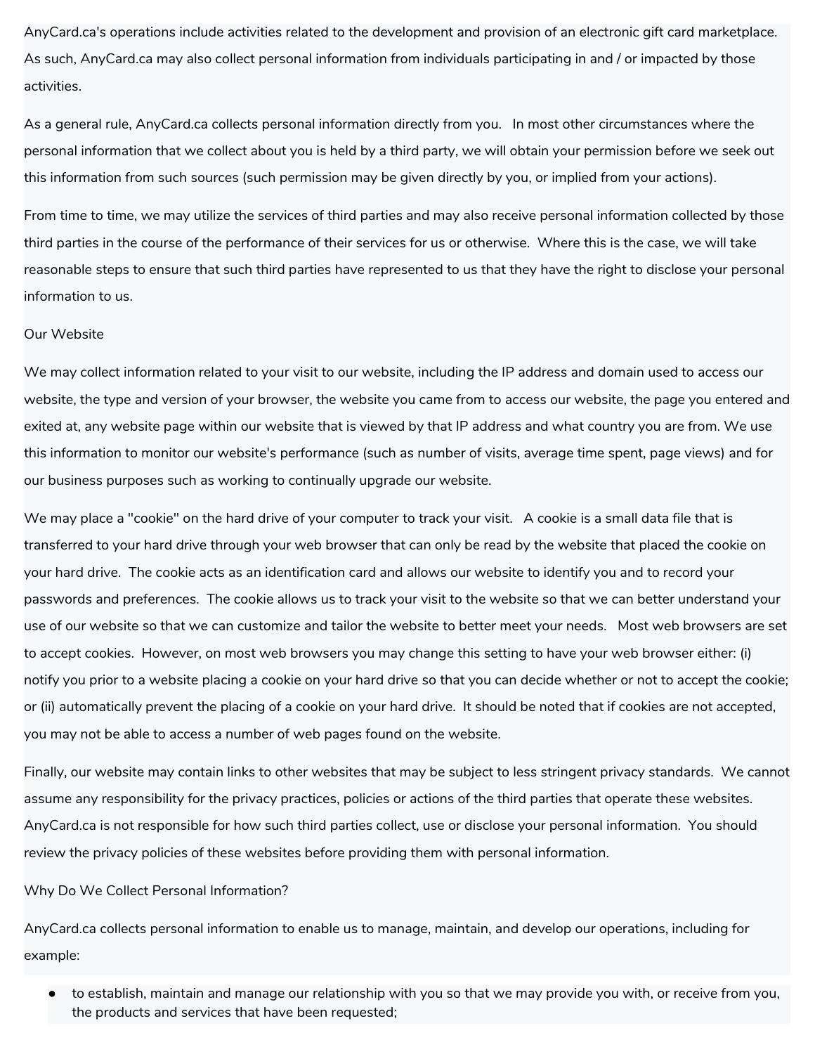AnyCard.ca's operations include activities related to the development and provision of an electronic gift card marketplace. As such, AnyCard.ca may also collect personal information from individuals participating in and / or impacted by those activities.

As a general rule, AnyCard.ca collects personal information directly from you. In most other circumstances where the personal information that we collect about you is held by a third party, we will obtain your permission before we seek out this information from such sources (such permission may be given directly by you, or implied from your actions).

From time to time, we may utilize the services of third parties and may also receive personal information collected by those third parties in the course of the performance of their services for us or otherwise. Where this is the case, we will take reasonable steps to ensure that such third parties have represented to us that they have the right to disclose your personal information to us.

## Our Website

We may collect information related to your visit to our website, including the IP address and domain used to access our website, the type and version of your browser, the website you came from to access our website, the page you entered and exited at, any website page within our website that is viewed by that IP address and what country you are from. We use this information to monitor our website's performance (such as number of visits, average time spent, page views) and for our business purposes such as working to continually upgrade our website.

We may place a "cookie" on the hard drive of your computer to track your visit. A cookie is a small data file that is transferred to your hard drive through your web browser that can only be read by the website that placed the cookie on your hard drive. The cookie acts as an identification card and allows our website to identify you and to record your passwords and preferences. The cookie allows us to track your visit to the website so that we can better understand your use of our website so that we can customize and tailor the website to better meet your needs. Most web browsers are set to accept cookies. However, on most web browsers you may change this setting to have your web browser either: (i) notify you prior to a website placing a cookie on your hard drive so that you can decide whether or not to accept the cookie; or (ii) automatically prevent the placing of a cookie on your hard drive. It should be noted that if cookies are not accepted, you may not be able to access a number of web pages found on the website.

Finally, our website may contain links to other websites that may be subject to less stringent privacy standards. We cannot assume any responsibility for the privacy practices, policies or actions of the third parties that operate these websites. AnyCard.ca is not responsible for how such third parties collect, use or disclose your personal information. You should review the privacy policies of these websites before providing them with personal information.

## Why Do We Collect Personal Information?

AnyCard.ca collects personal information to enable us to manage, maintain, and develop our operations, including for example:

- to establish, maintain and manage our relationship with you so that we may provide you with, or receive from you, the products and services that have been requested;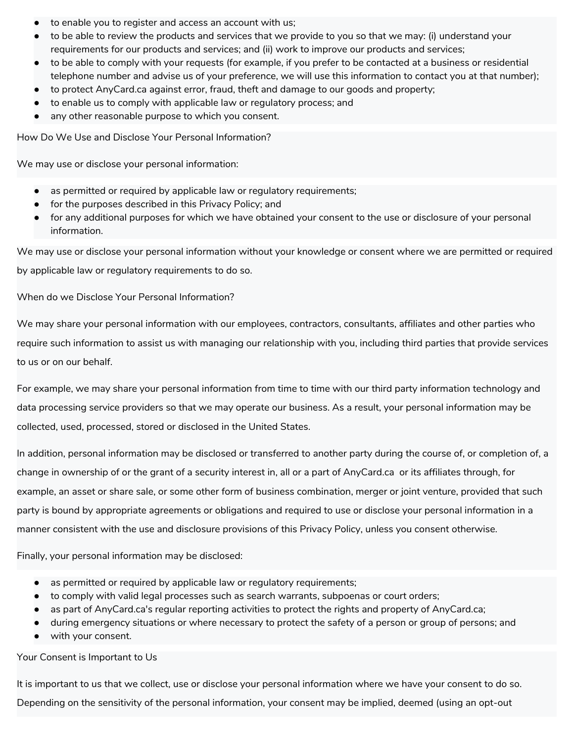- to enable you to register and access an account with us;
- to be able to review the products and services that we provide to you so that we may: (i) understand your requirements for our products and services; and (ii) work to improve our products and services;
- to be able to comply with your requests (for example, if you prefer to be contacted at a business or residential telephone number and advise us of your preference, we will use this information to contact you at that number);
- to protect AnyCard.ca against error, fraud, theft and damage to our goods and property;
- to enable us to comply with applicable law or regulatory process; and
- any other reasonable purpose to which you consent.

How Do We Use and Disclose Your Personal Information?

We may use or disclose your personal information:

- as permitted or required by applicable law or regulatory requirements;
- for the purposes described in this Privacy Policy; and
- for any additional purposes for which we have obtained your consent to the use or disclosure of your personal information.

We may use or disclose your personal information without your knowledge or consent where we are permitted or required by applicable law or regulatory requirements to do so.

When do we Disclose Your Personal Information?

We may share your personal information with our employees, contractors, consultants, affiliates and other parties who require such information to assist us with managing our relationship with you, including third parties that provide services to us or on our behalf.

For example, we may share your personal information from time to time with our third party information technology and data processing service providers so that we may operate our business. As a result, your personal information may be collected, used, processed, stored or disclosed in the United States.

In addition, personal information may be disclosed or transferred to another party during the course of, or completion of, a change in ownership of or the grant of a security interest in, all or a part of AnyCard.ca or its affiliates through, for example, an asset or share sale, or some other form of business combination, merger or joint venture, provided that such party is bound by appropriate agreements or obligations and required to use or disclose your personal information in a manner consistent with the use and disclosure provisions of this Privacy Policy, unless you consent otherwise.

Finally, your personal information may be disclosed:

- as permitted or required by applicable law or regulatory requirements;
- to comply with valid legal processes such as search warrants, subpoenas or court orders;
- as part of AnyCard.ca's regular reporting activities to protect the rights and property of AnyCard.ca;
- during emergency situations or where necessary to protect the safety of a person or group of persons; and
- with your consent.

Your Consent is Important to Us

It is important to us that we collect, use or disclose your personal information where we have your consent to do so. Depending on the sensitivity of the personal information, your consent may be implied, deemed (using an opt-out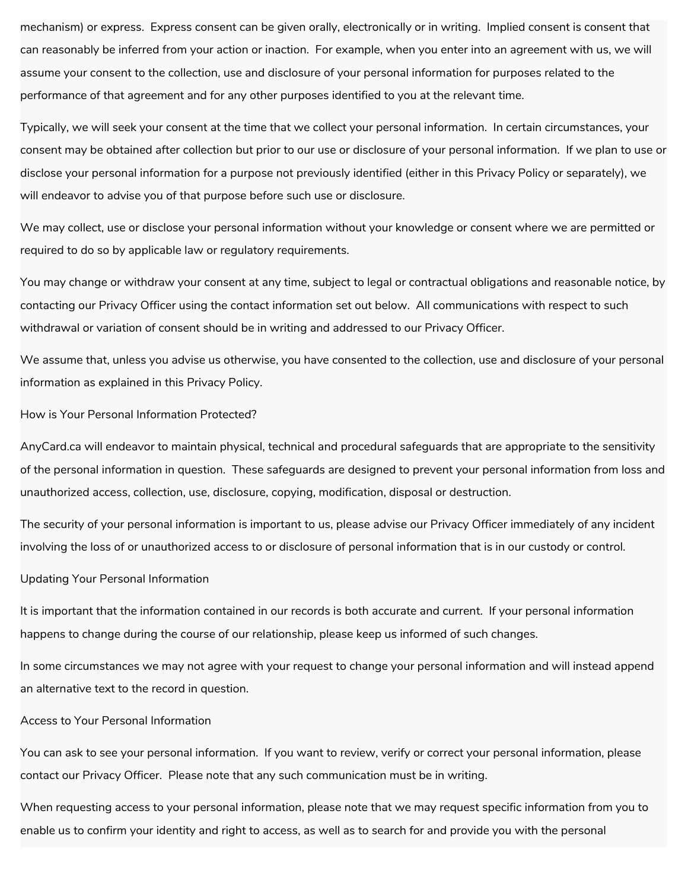mechanism) or express. Express consent can be given orally, electronically or in writing. Implied consent is consent that can reasonably be inferred from your action or inaction. For example, when you enter into an agreement with us, we will assume your consent to the collection, use and disclosure of your personal information for purposes related to the performance of that agreement and for any other purposes identified to you at the relevant time.

Typically, we will seek your consent at the time that we collect your personal information. In certain circumstances, your consent may be obtained after collection but prior to our use or disclosure of your personal information. If we plan to use or disclose your personal information for a purpose not previously identified (either in this Privacy Policy or separately), we will endeavor to advise you of that purpose before such use or disclosure.

We may collect, use or disclose your personal information without your knowledge or consent where we are permitted or required to do so by applicable law or regulatory requirements.

You may change or withdraw your consent at any time, subject to legal or contractual obligations and reasonable notice, by contacting our Privacy Officer using the contact information set out below. All communications with respect to such withdrawal or variation of consent should be in writing and addressed to our Privacy Officer.

We assume that, unless you advise us otherwise, you have consented to the collection, use and disclosure of your personal information as explained in this Privacy Policy.

## How is Your Personal Information Protected?

AnyCard.ca will endeavor to maintain physical, technical and procedural safeguards that are appropriate to the sensitivity of the personal information in question. These safeguards are designed to prevent your personal information from loss and unauthorized access, collection, use, disclosure, copying, modification, disposal or destruction.

The security of your personal information is important to us, please advise our Privacy Officer immediately of any incident involving the loss of or unauthorized access to or disclosure of personal information that is in our custody or control.

## Updating Your Personal Information

It is important that the information contained in our records is both accurate and current. If your personal information happens to change during the course of our relationship, please keep us informed of such changes.

In some circumstances we may not agree with your request to change your personal information and will instead append an alternative text to the record in question.

## Access to Your Personal Information

You can ask to see your personal information. If you want to review, verify or correct your personal information, please contact our Privacy Officer. Please note that any such communication must be in writing.

When requesting access to your personal information, please note that we may request specific information from you to enable us to confirm your identity and right to access, as well as to search for and provide you with the personal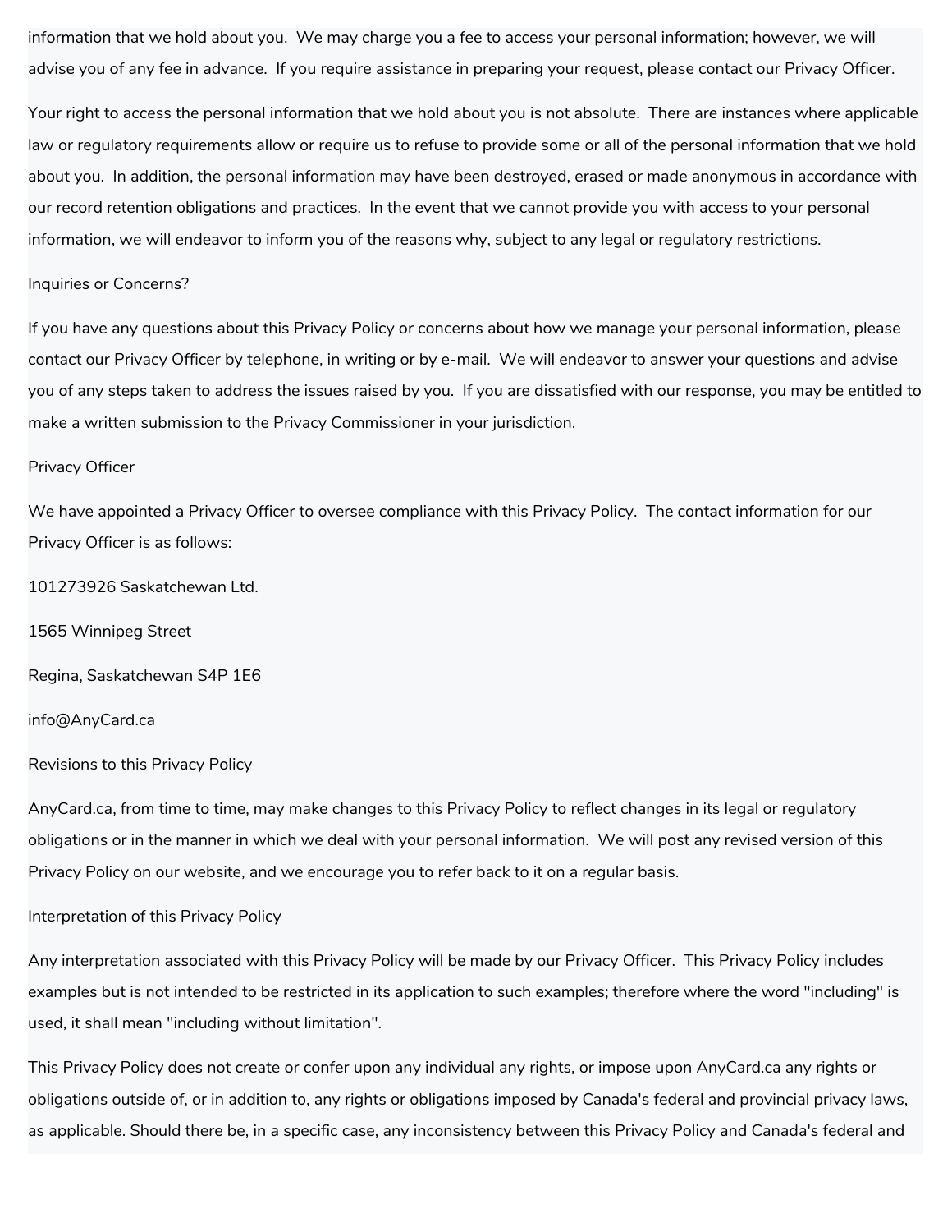information that we hold about you. We may charge you a fee to access your personal information; however, we will advise you of any fee in advance. If you require assistance in preparing your request, please contact our Privacy Officer.

Your right to access the personal information that we hold about you is not absolute. There are instances where applicable law or regulatory requirements allow or require us to refuse to provide some or all of the personal information that we hold about you. In addition, the personal information may have been destroyed, erased or made anonymous in accordance with our record retention obligations and practices. In the event that we cannot provide you with access to your personal information, we will endeavor to inform you of the reasons why, subject to any legal or regulatory restrictions.

## Inquiries or Concerns?

If you have any questions about this Privacy Policy or concerns about how we manage your personal information, please contact our Privacy Officer by telephone, in writing or by e-mail. We will endeavor to answer your questions and advise you of any steps taken to address the issues raised by you. If you are dissatisfied with our response, you may be entitled to make a written submission to the Privacy Commissioner in your jurisdiction.

## Privacy Officer

We have appointed a Privacy Officer to oversee compliance with this Privacy Policy. The contact information for our Privacy Officer is as follows:

101273926 Saskatchewan Ltd.

1565 Winnipeg Street

Regina, Saskatchewan S4P 1E6

info@AnyCard.ca

## Revisions to this Privacy Policy

AnyCard.ca, from time to time, may make changes to this Privacy Policy to reflect changes in its legal or regulatory obligations or in the manner in which we deal with your personal information. We will post any revised version of this Privacy Policy on our website, and we encourage you to refer back to it on a regular basis.

## Interpretation of this Privacy Policy

Any interpretation associated with this Privacy Policy will be made by our Privacy Officer. This Privacy Policy includes examples but is not intended to be restricted in its application to such examples; therefore where the word "including" is used, it shall mean "including without limitation".

This Privacy Policy does not create or confer upon any individual any rights, or impose upon AnyCard.ca any rights or obligations outside of, or in addition to, any rights or obligations imposed by Canada's federal and provincial privacy laws, as applicable. Should there be, in a specific case, any inconsistency between this Privacy Policy and Canada's federal and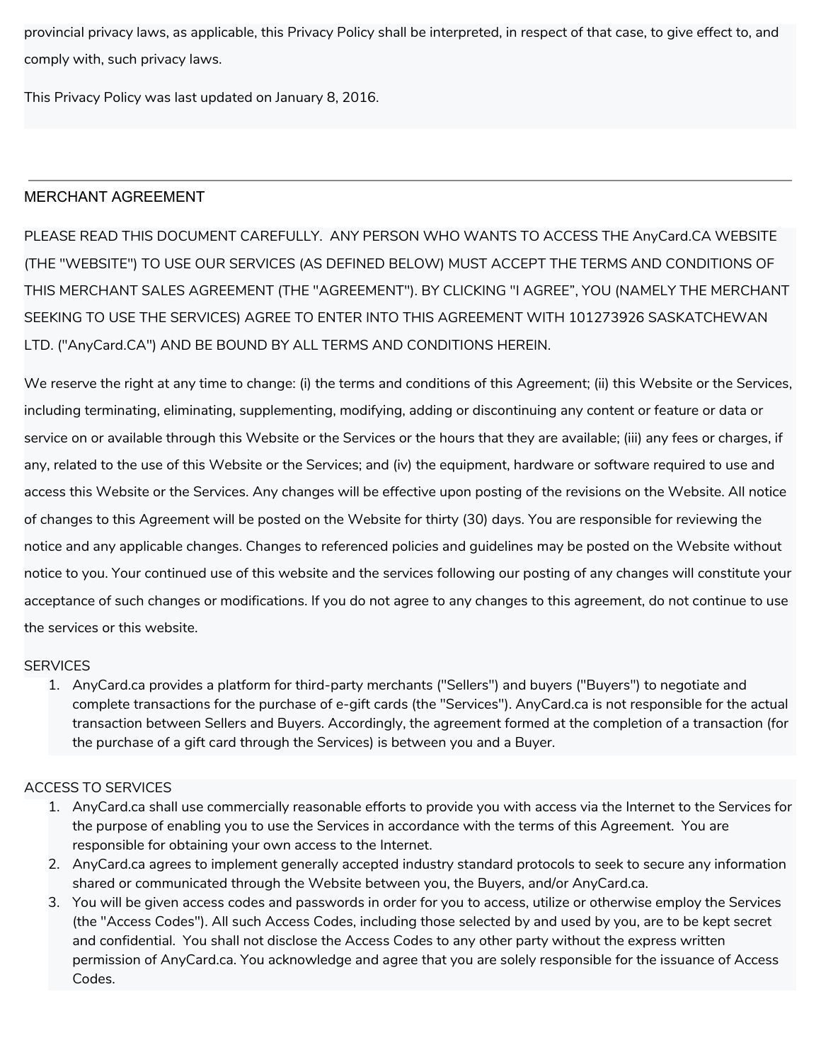provincial privacy laws, as applicable, this Privacy Policy shall be interpreted, in respect of that case, to give effect to, and comply with, such privacy laws.

This Privacy Policy was last updated on January 8, 2016.

---

## MERCHANT AGREEMENT

PLEASE READ THIS DOCUMENT CAREFULLY. ANY PERSON WHO WANTS TO ACCESS THE AnyCard.CA WEBSITE (THE "WEBSITE") TO USE OUR SERVICES (AS DEFINED BELOW) MUST ACCEPT THE TERMS AND CONDITIONS OF THIS MERCHANT SALES AGREEMENT (THE "AGREEMENT"). BY CLICKING "I AGREE", YOU (NAMELY THE MERCHANT SEEKING TO USE THE SERVICES) AGREE TO ENTER INTO THIS AGREEMENT WITH 101273926 SASKATCHEWAN LTD. ("AnyCard.CA") AND BE BOUND BY ALL TERMS AND CONDITIONS HEREIN.

We reserve the right at any time to change: (i) the terms and conditions of this Agreement; (ii) this Website or the Services, including terminating, eliminating, supplementing, modifying, adding or discontinuing any content or feature or data or service on or available through this Website or the Services or the hours that they are available; (iii) any fees or charges, if any, related to the use of this Website or the Services; and (iv) the equipment, hardware or software required to use and access this Website or the Services. Any changes will be effective upon posting of the revisions on the Website. All notice of changes to this Agreement will be posted on the Website for thirty (30) days. You are responsible for reviewing the notice and any applicable changes. Changes to referenced policies and guidelines may be posted on the Website without notice to you. Your continued use of this website and the services following our posting of any changes will constitute your acceptance of such changes or modifications. If you do not agree to any changes to this agreement, do not continue to use the services or this website.

SERVICES

1. AnyCard.ca provides a platform for third-party merchants ("Sellers") and buyers ("Buyers") to negotiate and complete transactions for the purchase of e-gift cards (the "Services"). AnyCard.ca is not responsible for the actual transaction between Sellers and Buyers. Accordingly, the agreement formed at the completion of a transaction (for the purchase of a gift card through the Services) is between you and a Buyer.

ACCESS TO SERVICES

1. AnyCard.ca shall use commercially reasonable efforts to provide you with access via the Internet to the Services for the purpose of enabling you to use the Services in accordance with the terms of this Agreement. You are responsible for obtaining your own access to the Internet.
2. AnyCard.ca agrees to implement generally accepted industry standard protocols to seek to secure any information shared or communicated through the Website between you, the Buyers, and/or AnyCard.ca.
3. You will be given access codes and passwords in order for you to access, utilize or otherwise employ the Services (the "Access Codes"). All such Access Codes, including those selected by and used by you, are to be kept secret and confidential. You shall not disclose the Access Codes to any other party without the express written permission of AnyCard.ca. You acknowledge and agree that you are solely responsible for the issuance of Access Codes.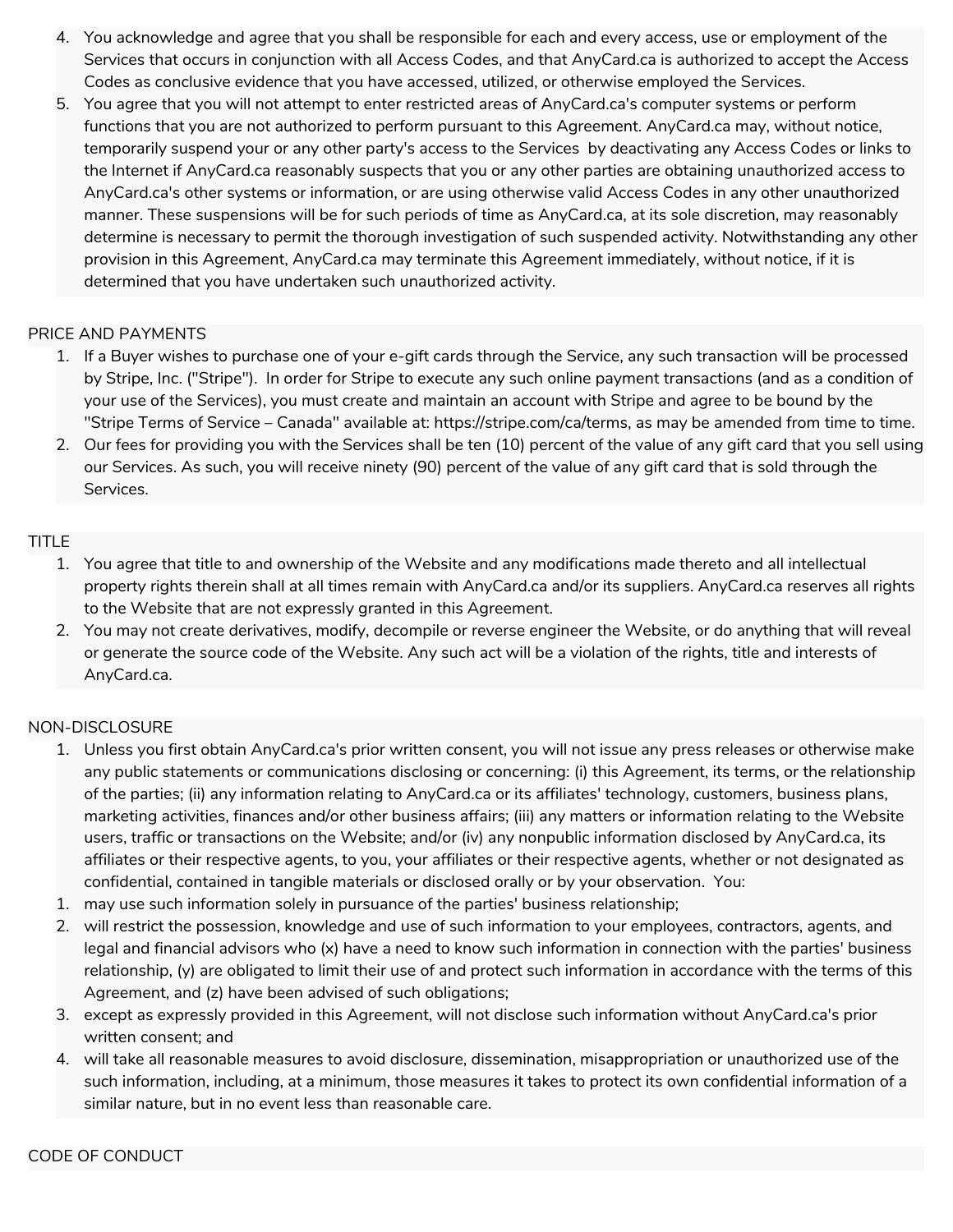4. You acknowledge and agree that you shall be responsible for each and every access, use or employment of the Services that occurs in conjunction with all Access Codes, and that AnyCard.ca is authorized to accept the Access Codes as conclusive evidence that you have accessed, utilized, or otherwise employed the Services.
5. You agree that you will not attempt to enter restricted areas of AnyCard.ca's computer systems or perform functions that you are not authorized to perform pursuant to this Agreement. AnyCard.ca may, without notice, temporarily suspend your or any other party's access to the Services by deactivating any Access Codes or links to the Internet if AnyCard.ca reasonably suspects that you or any other parties are obtaining unauthorized access to AnyCard.ca's other systems or information, or are using otherwise valid Access Codes in any other unauthorized manner. These suspensions will be for such periods of time as AnyCard.ca, at its sole discretion, may reasonably determine is necessary to permit the thorough investigation of such suspended activity. Notwithstanding any other provision in this Agreement, AnyCard.ca may terminate this Agreement immediately, without notice, if it is determined that you have undertaken such unauthorized activity.

PRICE AND PAYMENTS

1. If a Buyer wishes to purchase one of your e-gift cards through the Service, any such transaction will be processed by Stripe, Inc. ("Stripe"). In order for Stripe to execute any such online payment transactions (and as a condition of your use of the Services), you must create and maintain an account with Stripe and agree to be bound by the "Stripe Terms of Service – Canada" available at: https://stripe.com/ca/terms, as may be amended from time to time.
2. Our fees for providing you with the Services shall be ten (10) percent of the value of any gift card that you sell using our Services. As such, you will receive ninety (90) percent of the value of any gift card that is sold through the Services.

TITLE

1. You agree that title to and ownership of the Website and any modifications made thereto and all intellectual property rights therein shall at all times remain with AnyCard.ca and/or its suppliers. AnyCard.ca reserves all rights to the Website that are not expressly granted in this Agreement.
2. You may not create derivatives, modify, decompile or reverse engineer the Website, or do anything that will reveal or generate the source code of the Website. Any such act will be a violation of the rights, title and interests of AnyCard.ca.

NON-DISCLOSURE

1. Unless you first obtain AnyCard.ca's prior written consent, you will not issue any press releases or otherwise make any public statements or communications disclosing or concerning: (i) this Agreement, its terms, or the relationship of the parties; (ii) any information relating to AnyCard.ca or its affiliates' technology, customers, business plans, marketing activities, finances and/or other business affairs; (iii) any matters or information relating to the Website users, traffic or transactions on the Website; and/or (iv) any nonpublic information disclosed by AnyCard.ca, its affiliates or their respective agents, to you, your affiliates or their respective agents, whether or not designated as confidential, contained in tangible materials or disclosed orally or by your observation. You:
1. may use such information solely in pursuance of the parties' business relationship;
2. will restrict the possession, knowledge and use of such information to your employees, contractors, agents, and legal and financial advisors who (x) have a need to know such information in connection with the parties' business relationship, (y) are obligated to limit their use of and protect such information in accordance with the terms of this Agreement, and (z) have been advised of such obligations;
3. except as expressly provided in this Agreement, will not disclose such information without AnyCard.ca's prior written consent; and
4. will take all reasonable measures to avoid disclosure, dissemination, misappropriation or unauthorized use of the such information, including, at a minimum, those measures it takes to protect its own confidential information of a similar nature, but in no event less than reasonable care.

CODE OF CONDUCT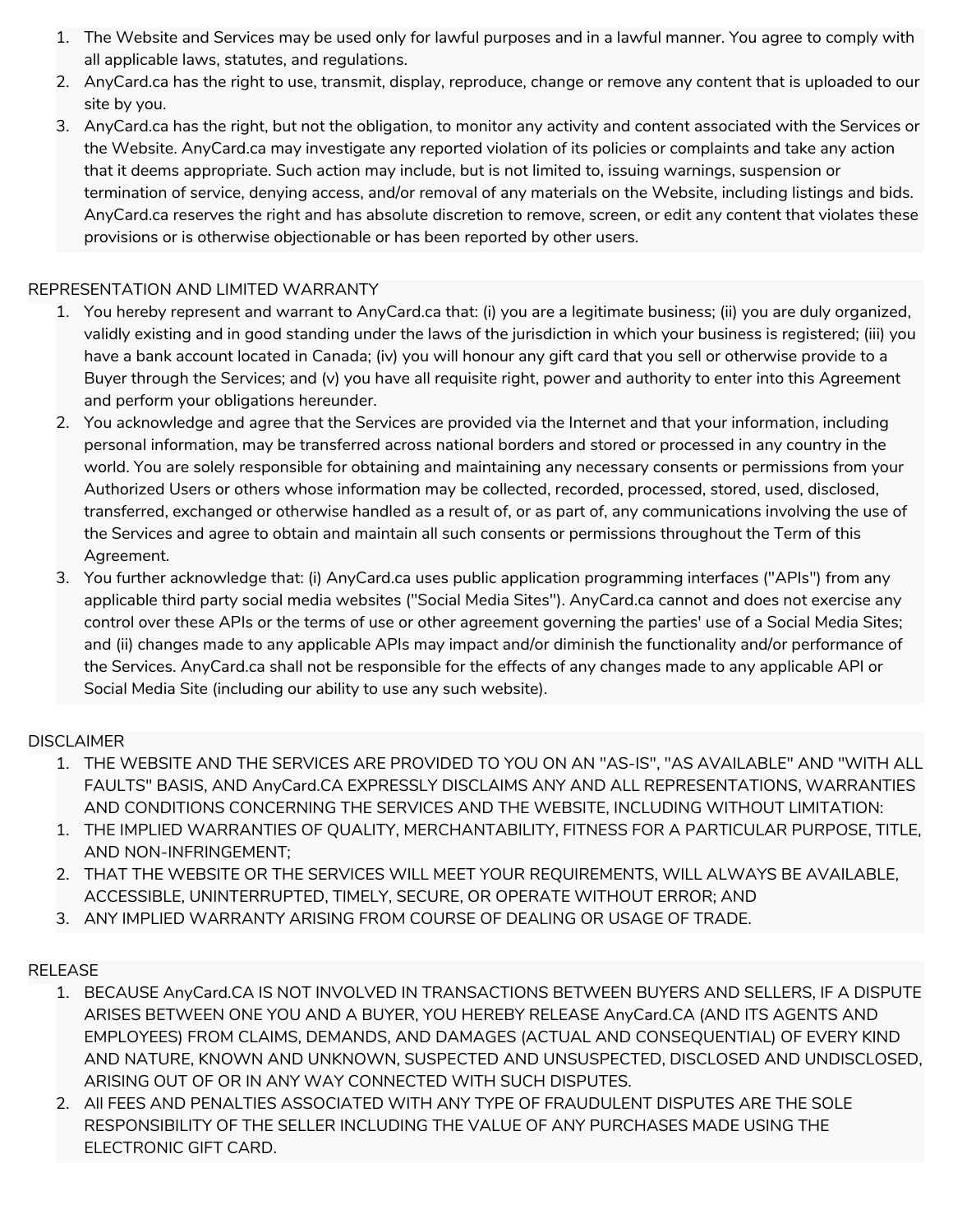1. The Website and Services may be used only for lawful purposes and in a lawful manner. You agree to comply with all applicable laws, statutes, and regulations.
2. AnyCard.ca has the right to use, transmit, display, reproduce, change or remove any content that is uploaded to our site by you.
3. AnyCard.ca has the right, but not the obligation, to monitor any activity and content associated with the Services or the Website. AnyCard.ca may investigate any reported violation of its policies or complaints and take any action that it deems appropriate. Such action may include, but is not limited to, issuing warnings, suspension or termination of service, denying access, and/or removal of any materials on the Website, including listings and bids. AnyCard.ca reserves the right and has absolute discretion to remove, screen, or edit any content that violates these provisions or is otherwise objectionable or has been reported by other users.

REPRESENTATION AND LIMITED WARRANTY

1. You hereby represent and warrant to AnyCard.ca that: (i) you are a legitimate business; (ii) you are duly organized, validly existing and in good standing under the laws of the jurisdiction in which your business is registered; (iii) you have a bank account located in Canada; (iv) you will honour any gift card that you sell or otherwise provide to a Buyer through the Services; and (v) you have all requisite right, power and authority to enter into this Agreement and perform your obligations hereunder.
2. You acknowledge and agree that the Services are provided via the Internet and that your information, including personal information, may be transferred across national borders and stored or processed in any country in the world. You are solely responsible for obtaining and maintaining any necessary consents or permissions from your Authorized Users or others whose information may be collected, recorded, processed, stored, used, disclosed, transferred, exchanged or otherwise handled as a result of, or as part of, any communications involving the use of the Services and agree to obtain and maintain all such consents or permissions throughout the Term of this Agreement.
3. You further acknowledge that: (i) AnyCard.ca uses public application programming interfaces ("APIs") from any applicable third party social media websites ("Social Media Sites"). AnyCard.ca cannot and does not exercise any control over these APIs or the terms of use or other agreement governing the parties' use of a Social Media Sites; and (ii) changes made to any applicable APIs may impact and/or diminish the functionality and/or performance of the Services. AnyCard.ca shall not be responsible for the effects of any changes made to any applicable API or Social Media Site (including our ability to use any such website).

DISCLAIMER

1. THE WEBSITE AND THE SERVICES ARE PROVIDED TO YOU ON AN "AS-IS", "AS AVAILABLE" AND "WITH ALL FAULTS" BASIS, AND AnyCard.CA EXPRESSLY DISCLAIMS ANY AND ALL REPRESENTATIONS, WARRANTIES AND CONDITIONS CONCERNING THE SERVICES AND THE WEBSITE, INCLUDING WITHOUT LIMITATION:
1. THE IMPLIED WARRANTIES OF QUALITY, MERCHANTABILITY, FITNESS FOR A PARTICULAR PURPOSE, TITLE, AND NON-INFRINGEMENT;
2. THAT THE WEBSITE OR THE SERVICES WILL MEET YOUR REQUIREMENTS, WILL ALWAYS BE AVAILABLE, ACCESSIBLE, UNINTERRUPTED, TIMELY, SECURE, OR OPERATE WITHOUT ERROR; AND
3. ANY IMPLIED WARRANTY ARISING FROM COURSE OF DEALING OR USAGE OF TRADE.

RELEASE

1. BECAUSE AnyCard.CA IS NOT INVOLVED IN TRANSACTIONS BETWEEN BUYERS AND SELLERS, IF A DISPUTE ARISES BETWEEN ONE YOU AND A BUYER, YOU HEREBY RELEASE AnyCard.CA (AND ITS AGENTS AND EMPLOYEES) FROM CLAIMS, DEMANDS, AND DAMAGES (ACTUAL AND CONSEQUENTIAL) OF EVERY KIND AND NATURE, KNOWN AND UNKNOWN, SUSPECTED AND UNSUSPECTED, DISCLOSED AND UNDISCLOSED, ARISING OUT OF OR IN ANY WAY CONNECTED WITH SUCH DISPUTES.
2. All FEES AND PENALTIES ASSOCIATED WITH ANY TYPE OF FRAUDULENT DISPUTES ARE THE SOLE RESPONSIBILITY OF THE SELLER INCLUDING THE VALUE OF ANY PURCHASES MADE USING THE ELECTRONIC GIFT CARD.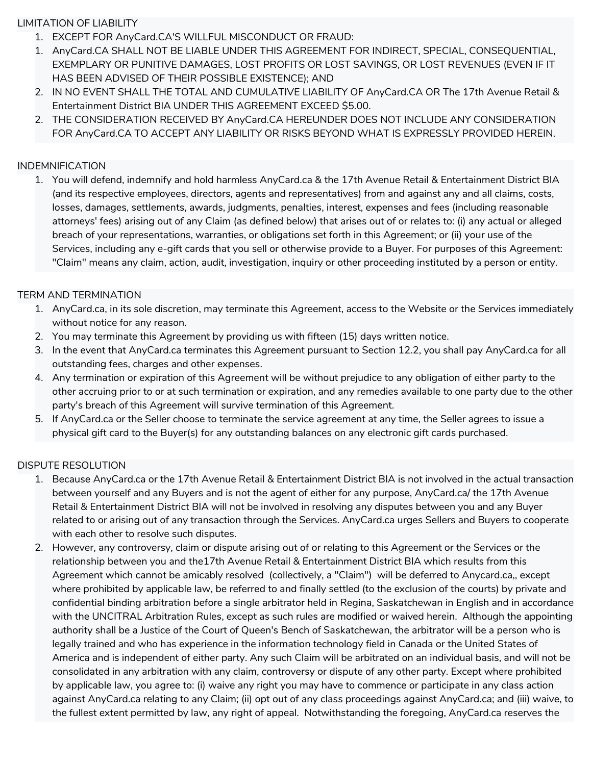LIMITATION OF LIABILITY

1. EXCEPT FOR AnyCard.CA'S WILLFUL MISCONDUCT OR FRAUD:
   1. AnyCard.CA SHALL NOT BE LIABLE UNDER THIS AGREEMENT FOR INDIRECT, SPECIAL, CONSEQUENTIAL, EXEMPLARY OR PUNITIVE DAMAGES, LOST PROFITS OR LOST SAVINGS, OR LOST REVENUES (EVEN IF IT HAS BEEN ADVISED OF THEIR POSSIBLE EXISTENCE); AND
   2. IN NO EVENT SHALL THE TOTAL AND CUMULATIVE LIABILITY OF AnyCard.CA OR The 17th Avenue Retail & Entertainment District BIA UNDER THIS AGREEMENT EXCEED $5.00.
2. THE CONSIDERATION RECEIVED BY AnyCard.CA HEREUNDER DOES NOT INCLUDE ANY CONSIDERATION FOR AnyCard.CA TO ACCEPT ANY LIABILITY OR RISKS BEYOND WHAT IS EXPRESSLY PROVIDED HEREIN.

INDEMNIFICATION

1. You will defend, indemnify and hold harmless AnyCard.ca & the 17th Avenue Retail & Entertainment District BIA (and its respective employees, directors, agents and representatives) from and against any and all claims, costs, losses, damages, settlements, awards, judgments, penalties, interest, expenses and fees (including reasonable attorneys' fees) arising out of any Claim (as defined below) that arises out of or relates to: (i) any actual or alleged breach of your representations, warranties, or obligations set forth in this Agreement; or (ii) your use of the Services, including any e-gift cards that you sell or otherwise provide to a Buyer. For purposes of this Agreement: "Claim" means any claim, action, audit, investigation, inquiry or other proceeding instituted by a person or entity.

TERM AND TERMINATION

1. AnyCard.ca, in its sole discretion, may terminate this Agreement, access to the Website or the Services immediately without notice for any reason.
2. You may terminate this Agreement by providing us with fifteen (15) days written notice.
3. In the event that AnyCard.ca terminates this Agreement pursuant to Section 12.2, you shall pay AnyCard.ca for all outstanding fees, charges and other expenses.
4. Any termination or expiration of this Agreement will be without prejudice to any obligation of either party to the other accruing prior to or at such termination or expiration, and any remedies available to one party due to the other party's breach of this Agreement will survive termination of this Agreement.
5. If AnyCard.ca or the Seller choose to terminate the service agreement at any time, the Seller agrees to issue a physical gift card to the Buyer(s) for any outstanding balances on any electronic gift cards purchased.

DISPUTE RESOLUTION

1. Because AnyCard.ca or the 17th Avenue Retail & Entertainment District BIA is not involved in the actual transaction between yourself and any Buyers and is not the agent of either for any purpose, AnyCard.ca/ the 17th Avenue Retail & Entertainment District BIA will not be involved in resolving any disputes between you and any Buyer related to or arising out of any transaction through the Services. AnyCard.ca urges Sellers and Buyers to cooperate with each other to resolve such disputes.
2. However, any controversy, claim or dispute arising out of or relating to this Agreement or the Services or the relationship between you and the17th Avenue Retail & Entertainment District BIA which results from this Agreement which cannot be amicably resolved (collectively, a "Claim") will be deferred to Anycard.ca,, except where prohibited by applicable law, be referred to and finally settled (to the exclusion of the courts) by private and confidential binding arbitration before a single arbitrator held in Regina, Saskatchewan in English and in accordance with the UNCITRAL Arbitration Rules, except as such rules are modified or waived herein. Although the appointing authority shall be a Justice of the Court of Queen's Bench of Saskatchewan, the arbitrator will be a person who is legally trained and who has experience in the information technology field in Canada or the United States of America and is independent of either party. Any such Claim will be arbitrated on an individual basis, and will not be consolidated in any arbitration with any claim, controversy or dispute of any other party. Except where prohibited by applicable law, you agree to: (i) waive any right you may have to commence or participate in any class action against AnyCard.ca relating to any Claim; (ii) opt out of any class proceedings against AnyCard.ca; and (iii) waive, to the fullest extent permitted by law, any right of appeal. Notwithstanding the foregoing, AnyCard.ca reserves the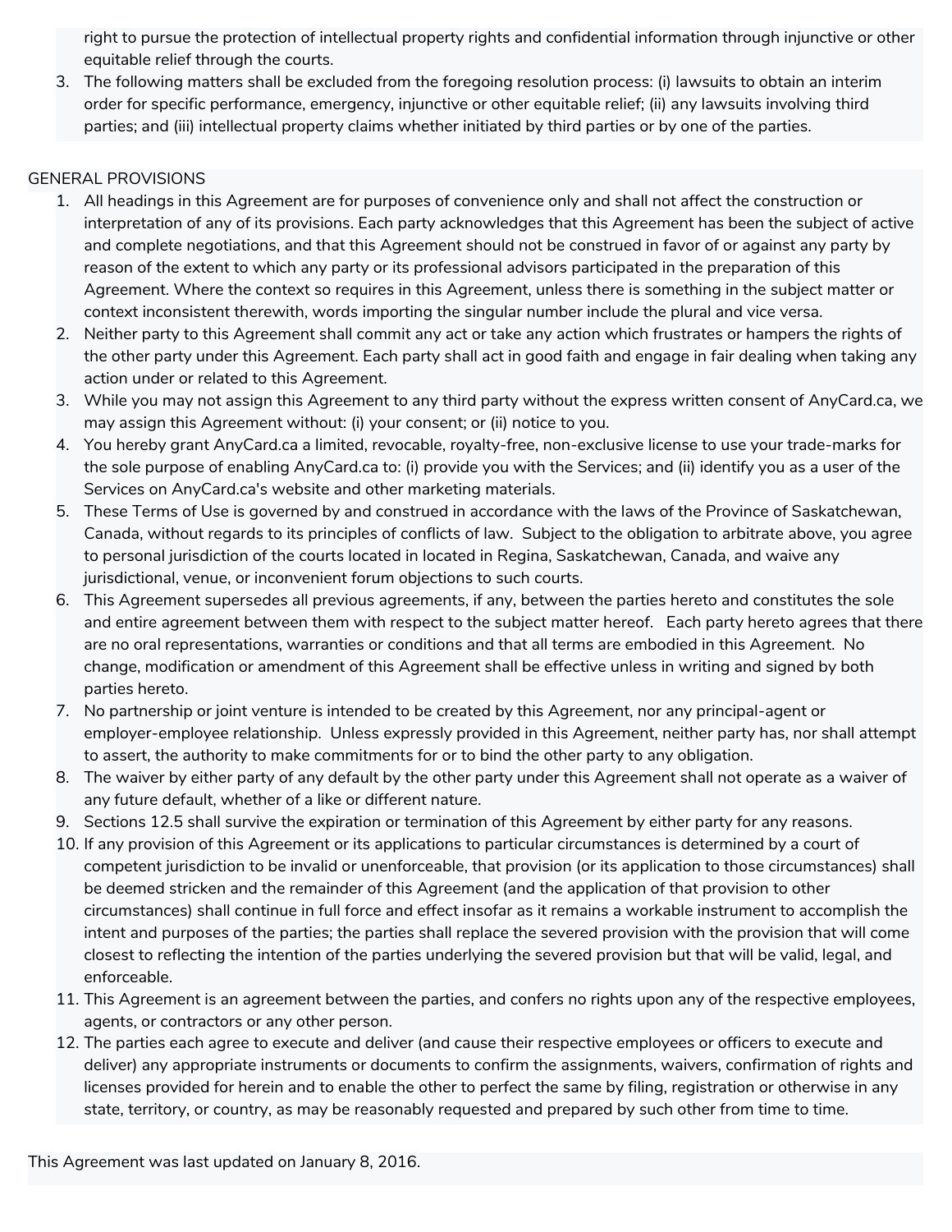right to pursue the protection of intellectual property rights and confidential information through injunctive or other equitable relief through the courts.

3. The following matters shall be excluded from the foregoing resolution process: (i) lawsuits to obtain an interim order for specific performance, emergency, injunctive or other equitable relief; (ii) any lawsuits involving third parties; and (iii) intellectual property claims whether initiated by third parties or by one of the parties.

GENERAL PROVISIONS

1. All headings in this Agreement are for purposes of convenience only and shall not affect the construction or interpretation of any of its provisions. Each party acknowledges that this Agreement has been the subject of active and complete negotiations, and that this Agreement should not be construed in favor of or against any party by reason of the extent to which any party or its professional advisors participated in the preparation of this Agreement. Where the context so requires in this Agreement, unless there is something in the subject matter or context inconsistent therewith, words importing the singular number include the plural and vice versa.
2. Neither party to this Agreement shall commit any act or take any action which frustrates or hampers the rights of the other party under this Agreement. Each party shall act in good faith and engage in fair dealing when taking any action under or related to this Agreement.
3. While you may not assign this Agreement to any third party without the express written consent of AnyCard.ca, we may assign this Agreement without: (i) your consent; or (ii) notice to you.
4. You hereby grant AnyCard.ca a limited, revocable, royalty-free, non-exclusive license to use your trade-marks for the sole purpose of enabling AnyCard.ca to: (i) provide you with the Services; and (ii) identify you as a user of the Services on AnyCard.ca's website and other marketing materials.
5. These Terms of Use is governed by and construed in accordance with the laws of the Province of Saskatchewan, Canada, without regards to its principles of conflicts of law. Subject to the obligation to arbitrate above, you agree to personal jurisdiction of the courts located in located in Regina, Saskatchewan, Canada, and waive any jurisdictional, venue, or inconvenient forum objections to such courts.
6. This Agreement supersedes all previous agreements, if any, between the parties hereto and constitutes the sole and entire agreement between them with respect to the subject matter hereof. Each party hereto agrees that there are no oral representations, warranties or conditions and that all terms are embodied in this Agreement. No change, modification or amendment of this Agreement shall be effective unless in writing and signed by both parties hereto.
7. No partnership or joint venture is intended to be created by this Agreement, nor any principal-agent or employer-employee relationship. Unless expressly provided in this Agreement, neither party has, nor shall attempt to assert, the authority to make commitments for or to bind the other party to any obligation.
8. The waiver by either party of any default by the other party under this Agreement shall not operate as a waiver of any future default, whether of a like or different nature.
9. Sections 12.5 shall survive the expiration or termination of this Agreement by either party for any reasons.
10. If any provision of this Agreement or its applications to particular circumstances is determined by a court of competent jurisdiction to be invalid or unenforceable, that provision (or its application to those circumstances) shall be deemed stricken and the remainder of this Agreement (and the application of that provision to other circumstances) shall continue in full force and effect insofar as it remains a workable instrument to accomplish the intent and purposes of the parties; the parties shall replace the severed provision with the provision that will come closest to reflecting the intention of the parties underlying the severed provision but that will be valid, legal, and enforceable.
11. This Agreement is an agreement between the parties, and confers no rights upon any of the respective employees, agents, or contractors or any other person.
12. The parties each agree to execute and deliver (and cause their respective employees or officers to execute and deliver) any appropriate instruments or documents to confirm the assignments, waivers, confirmation of rights and licenses provided for herein and to enable the other to perfect the same by filing, registration or otherwise in any state, territory, or country, as may be reasonably requested and prepared by such other from time to time.

This Agreement was last updated on January 8, 2016.